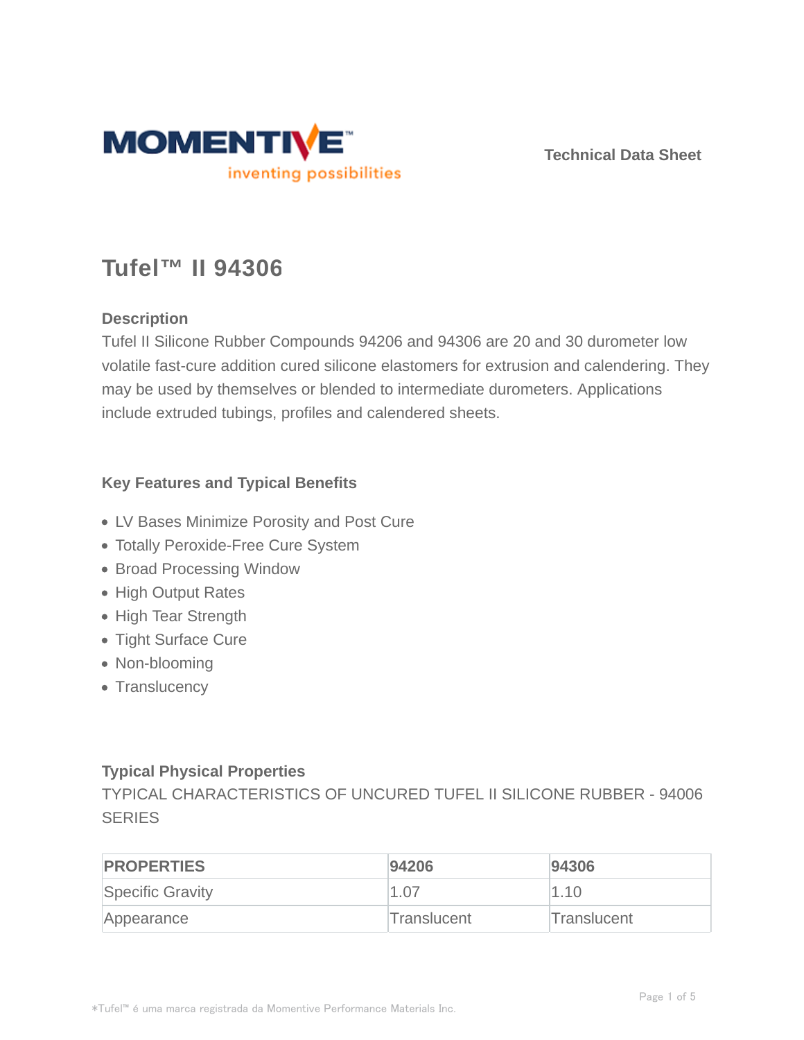Technical Data Sheet

# Tufel™ II 94306

## Description

Tufel II Silicone Rubber Compounds 94206 and 94306 are 20 and 30 durometer low volatile fast-cure addition cured silicone elastomers for extrusion and calendering. They may be used by themselves or blended to intermediate durometers. Applications include extruded tubings, profiles and calendered sheets.

## Key Features and Typical Benefits

- LV Bases Minimize Porosity and Post Cure
- Totally Peroxide-Free Cure System
- Broad Processing Window
- High Output Rates
- High Tear Strength
- Tight Surface Cure
- Non-blooming
- Translucency

## Typical Physical Properties

TYPICAL CHARACTERISTICS OF UNCURED TUFEL II SILICONE RUBBER - 94006 SERIES

| PROPERTIES | 94206 | 94306 |
| --- | --- | --- |
| Specific Gravity | 1.07 | 1.10 |
| Appearance | Translucent | Translucent |

*Tufel™ é uma marca registrada da Momentive Performance Materials Inc.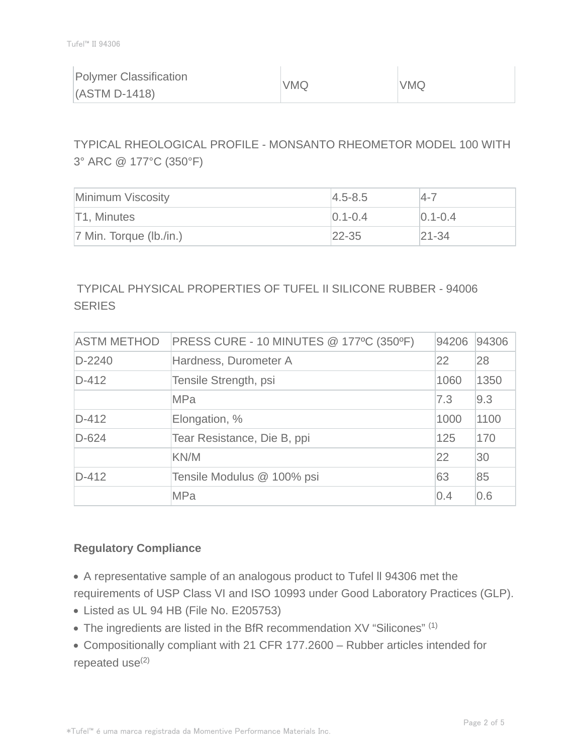| Polymer Classification (ASTM D-1418) | VMQ | VMQ |
|---|---|---|

TYPICAL RHEOLOGICAL PROFILE - MONSANTO RHEOMETOR MODEL 100 WITH 3° ARC @ 177°C (350°F)

| Minimum Viscosity | 4.5-8.5 | 4-7 |
|---|---|---|
| T1, Minutes | 0.1-0.4 | 0.1-0.4 |
| 7 Min. Torque (lb./in.) | 22-35 | 21-34 |

TYPICAL PHYSICAL PROPERTIES OF TUFEL II SILICONE RUBBER - 94006 SERIES

| ASTM METHOD | PRESS CURE - 10 MINUTES @ 177ºC (350ºF) | 94206 | 94306 |
|---|---|---|---|
| D-2240 | Hardness, Durometer A | 22 | 28 |
| D-412 | Tensile Strength, psi | 1060 | 1350 |
| | MPa | 7.3 | 9.3 |
| D-412 | Elongation, % | 1000 | 1100 |
| D-624 | Tear Resistance, Die B, ppi | 125 | 170 |
| | KN/M | 22 | 30 |
| D-412 | Tensile Modulus @ 100% psi | 63 | 85 |
| | MPa | 0.4 | 0.6 |

**Regulatory Compliance**

- A representative sample of an analogous product to Tufel ll 94306 met the requirements of USP Class VI and ISO 10993 under Good Laboratory Practices (GLP).
- Listed as UL 94 HB (File No. E205753)
- The ingredients are listed in the BfR recommendation XV "Silicones" (1)
- Compositionally compliant with 21 CFR 177.2600 – Rubber articles intended for repeated use(2)

*Tufel™ é uma marca registrada da Momentive Performance Materials Inc.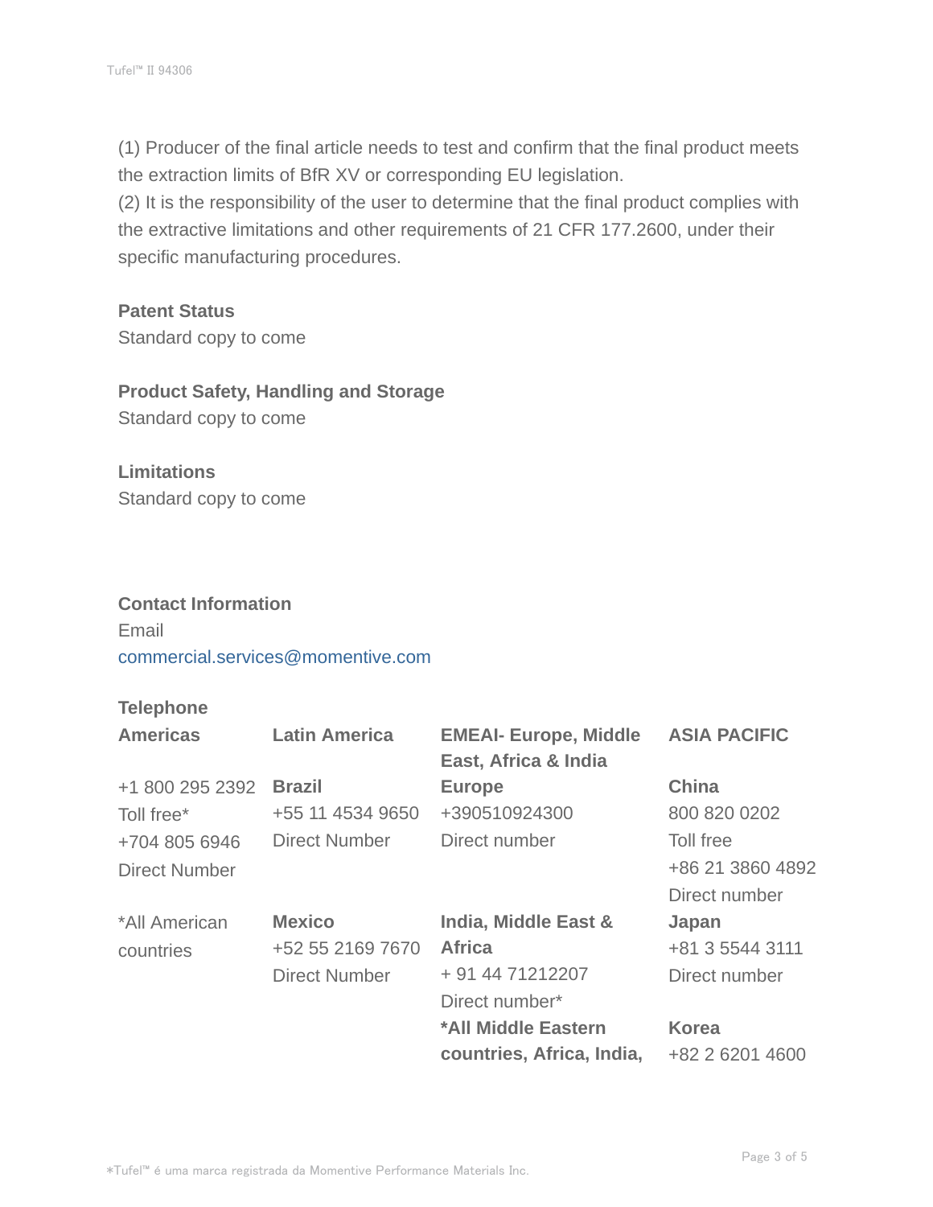(1) Producer of the final article needs to test and confirm that the final product meets the extraction limits of BfR XV or corresponding EU legislation.
(2) It is the responsibility of the user to determine that the final product complies with the extractive limitations and other requirements of 21 CFR 177.2600, under their specific manufacturing procedures.

### Patent Status

Standard copy to come

### Product Safety, Handling and Storage

Standard copy to come

### Limitations

Standard copy to come

### Contact Information

Email
commercial.services@momentive.com

**Telephone**

| Americas | Latin America | EMEAI- Europe, Middle East, Africa & India | ASIA PACIFIC |
|---|---|---|---|
| +1 800 295 2392<br>Toll free*<br>+704 805 6946<br>Direct Number | **Brazil**<br>+55 11 4534 9650<br>Direct Number | **Europe**<br>+390510924300<br>Direct number | **China**<br>800 820 0202<br>Toll free<br>+86 21 3860 4892<br>Direct number |
| *All American countries | **Mexico**<br>+52 55 2169 7670<br>Direct Number | **India, Middle East & Africa**<br>+ 91 44 71212207<br>Direct number* | **Japan**<br>+81 3 5544 3111<br>Direct number |
| | | **\*All Middle Eastern countries, Africa, India,** | **Korea**<br>+82 2 6201 4600 |

*Tufel™ é uma marca registrada da Momentive Performance Materials Inc.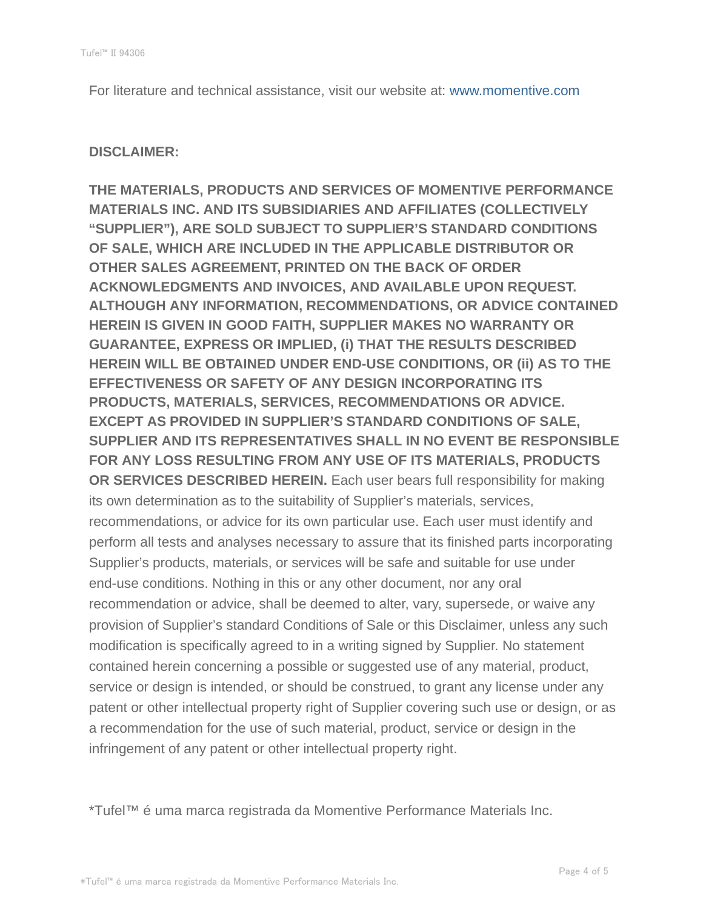For literature and technical assistance, visit our website at: www.momentive.com

**DISCLAIMER:**

**THE MATERIALS, PRODUCTS AND SERVICES OF MOMENTIVE PERFORMANCE MATERIALS INC. AND ITS SUBSIDIARIES AND AFFILIATES (COLLECTIVELY "SUPPLIER"), ARE SOLD SUBJECT TO SUPPLIER'S STANDARD CONDITIONS OF SALE, WHICH ARE INCLUDED IN THE APPLICABLE DISTRIBUTOR OR OTHER SALES AGREEMENT, PRINTED ON THE BACK OF ORDER ACKNOWLEDGMENTS AND INVOICES, AND AVAILABLE UPON REQUEST. ALTHOUGH ANY INFORMATION, RECOMMENDATIONS, OR ADVICE CONTAINED HEREIN IS GIVEN IN GOOD FAITH, SUPPLIER MAKES NO WARRANTY OR GUARANTEE, EXPRESS OR IMPLIED, (i) THAT THE RESULTS DESCRIBED HEREIN WILL BE OBTAINED UNDER END-USE CONDITIONS, OR (ii) AS TO THE EFFECTIVENESS OR SAFETY OF ANY DESIGN INCORPORATING ITS PRODUCTS, MATERIALS, SERVICES, RECOMMENDATIONS OR ADVICE. EXCEPT AS PROVIDED IN SUPPLIER'S STANDARD CONDITIONS OF SALE, SUPPLIER AND ITS REPRESENTATIVES SHALL IN NO EVENT BE RESPONSIBLE FOR ANY LOSS RESULTING FROM ANY USE OF ITS MATERIALS, PRODUCTS OR SERVICES DESCRIBED HEREIN.** Each user bears full responsibility for making its own determination as to the suitability of Supplier's materials, services, recommendations, or advice for its own particular use. Each user must identify and perform all tests and analyses necessary to assure that its finished parts incorporating Supplier's products, materials, or services will be safe and suitable for use under end-use conditions. Nothing in this or any other document, nor any oral recommendation or advice, shall be deemed to alter, vary, supersede, or waive any provision of Supplier's standard Conditions of Sale or this Disclaimer, unless any such modification is specifically agreed to in a writing signed by Supplier. No statement contained herein concerning a possible or suggested use of any material, product, service or design is intended, or should be construed, to grant any license under any patent or other intellectual property right of Supplier covering such use or design, or as a recommendation for the use of such material, product, service or design in the infringement of any patent or other intellectual property right.

*Tufel™ é uma marca registrada da Momentive Performance Materials Inc.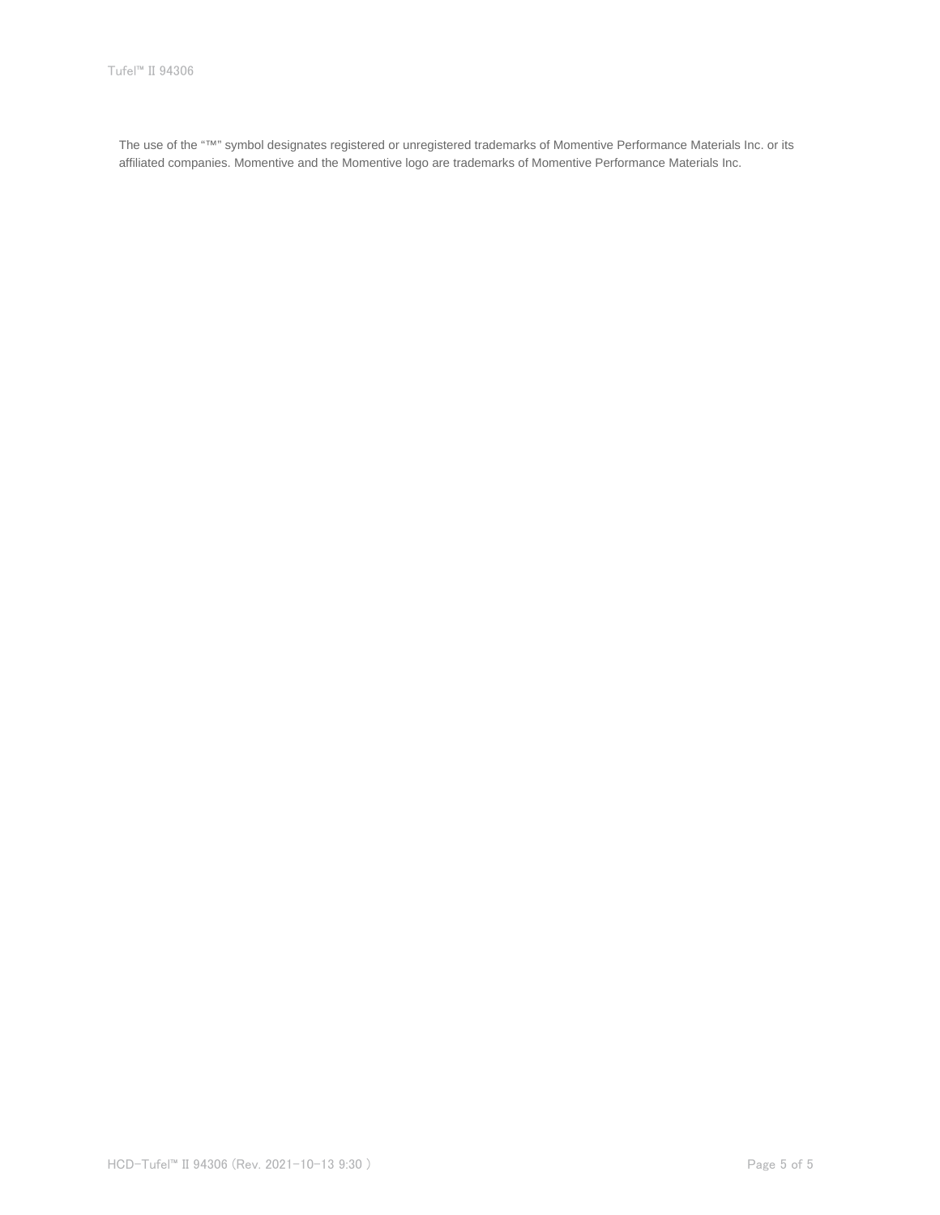The use of the "™" symbol designates registered or unregistered trademarks of Momentive Performance Materials Inc. or its affiliated companies. Momentive and the Momentive logo are trademarks of Momentive Performance Materials Inc.